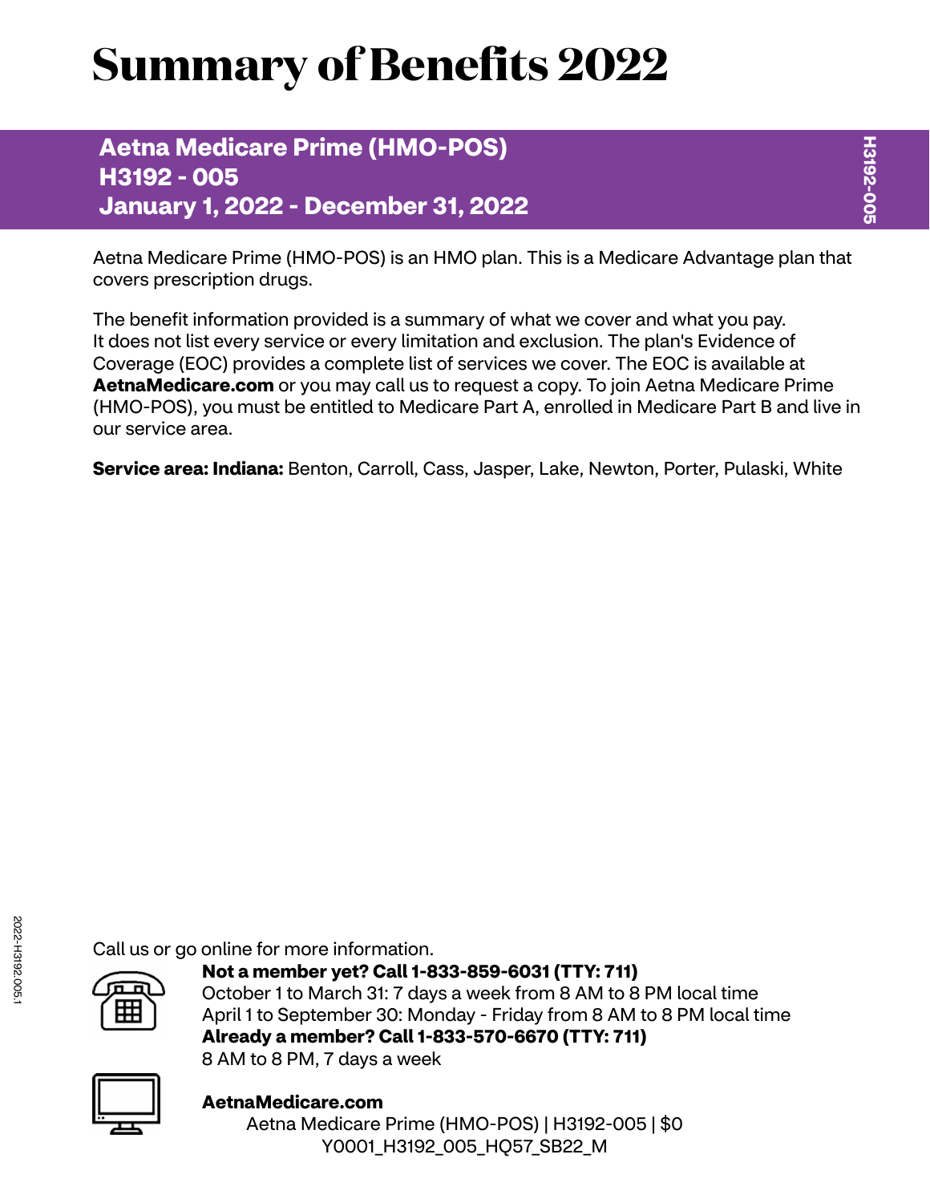# Summary of Benefits 2022

## Aetna Medicare Prime (HMO-POS)
## H3192 - 005
## January 1, 2022 - December 31, 2022

Aetna Medicare Prime (HMO-POS) is an HMO plan. This is a Medicare Advantage plan that covers prescription drugs.

The benefit information provided is a summary of what we cover and what you pay. It does not list every service or every limitation and exclusion. The plan's Evidence of Coverage (EOC) provides a complete list of services we cover. The EOC is available at **AetnaMedicare.com** or you may call us to request a copy. To join Aetna Medicare Prime (HMO-POS), you must be entitled to Medicare Part A, enrolled in Medicare Part B and live in our service area.

**Service area: Indiana:** Benton, Carroll, Cass, Jasper, Lake, Newton, Porter, Pulaski, White

Call us or go online for more information.

**Not a member yet? Call 1-833-859-6031 (TTY: 711)**
October 1 to March 31: 7 days a week from 8 AM to 8 PM local time
April 1 to September 30: Monday - Friday from 8 AM to 8 PM local time
**Already a member? Call 1-833-570-6670 (TTY: 711)**
8 AM to 8 PM, 7 days a week

**AetnaMedicare.com**

Aetna Medicare Prime (HMO-POS) | H3192-005 | $0
Y0001_H3192_005_HQ57_SB22_M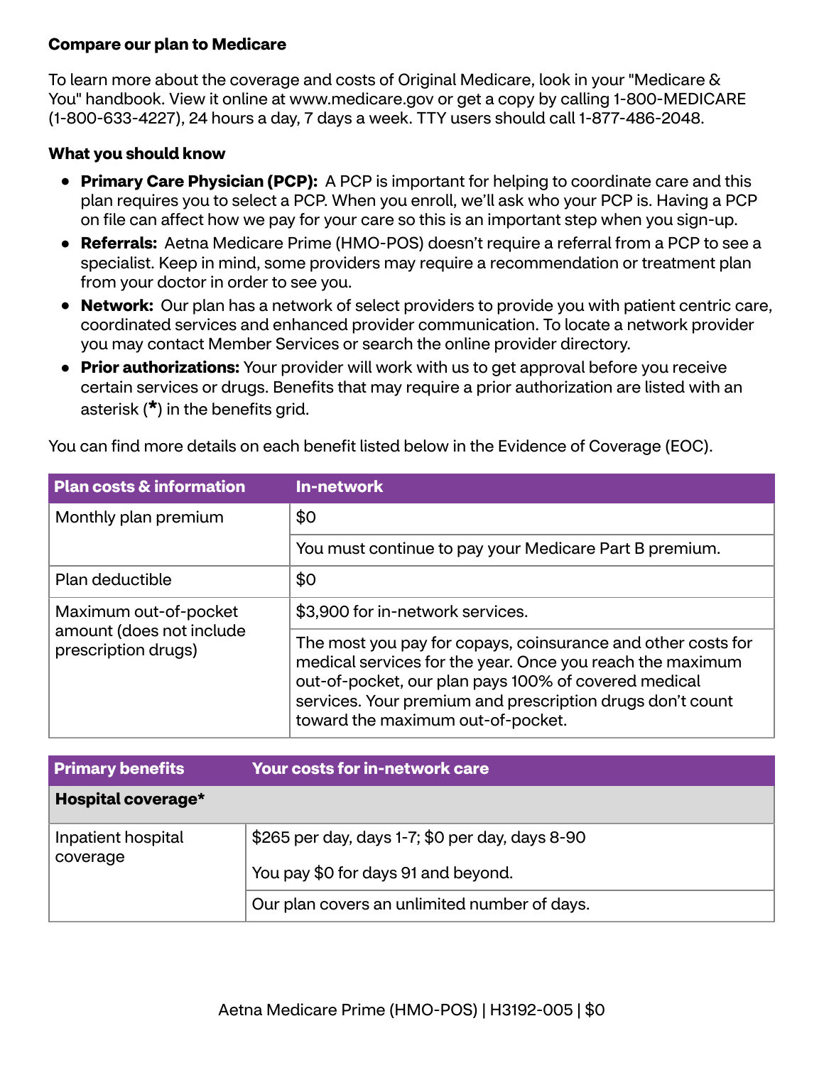**Compare our plan to Medicare**

To learn more about the coverage and costs of Original Medicare, look in your "Medicare & You" handbook. View it online at www.medicare.gov or get a copy by calling 1-800-MEDICARE (1-800-633-4227), 24 hours a day, 7 days a week. TTY users should call 1-877-486-2048.

**What you should know**

- **Primary Care Physician (PCP):** A PCP is important for helping to coordinate care and this plan requires you to select a PCP. When you enroll, we'll ask who your PCP is. Having a PCP on file can affect how we pay for your care so this is an important step when you sign-up.
- **Referrals:** Aetna Medicare Prime (HMO-POS) doesn't require a referral from a PCP to see a specialist. Keep in mind, some providers may require a recommendation or treatment plan from your doctor in order to see you.
- **Network:** Our plan has a network of select providers to provide you with patient centric care, coordinated services and enhanced provider communication. To locate a network provider you may contact Member Services or search the online provider directory.
- **Prior authorizations:** Your provider will work with us to get approval before you receive certain services or drugs. Benefits that may require a prior authorization are listed with an asterisk (*) in the benefits grid.

You can find more details on each benefit listed below in the Evidence of Coverage (EOC).

| Plan costs & information | In-network |
|---|---|
| Monthly plan premium | $0 |
| | You must continue to pay your Medicare Part B premium. |
| Plan deductible | $0 |
| Maximum out-of-pocket amount (does not include prescription drugs) | $3,900 for in-network services. |
| | The most you pay for copays, coinsurance and other costs for medical services for the year. Once you reach the maximum out-of-pocket, our plan pays 100% of covered medical services. Your premium and prescription drugs don't count toward the maximum out-of-pocket. |

| Primary benefits | Your costs for in-network care |
|---|---|
| **Hospital coverage*** | |
| Inpatient hospital coverage | $265 per day, days 1-7; $0 per day, days 8-90<br><br>You pay $0 for days 91 and beyond. |
| | Our plan covers an unlimited number of days. |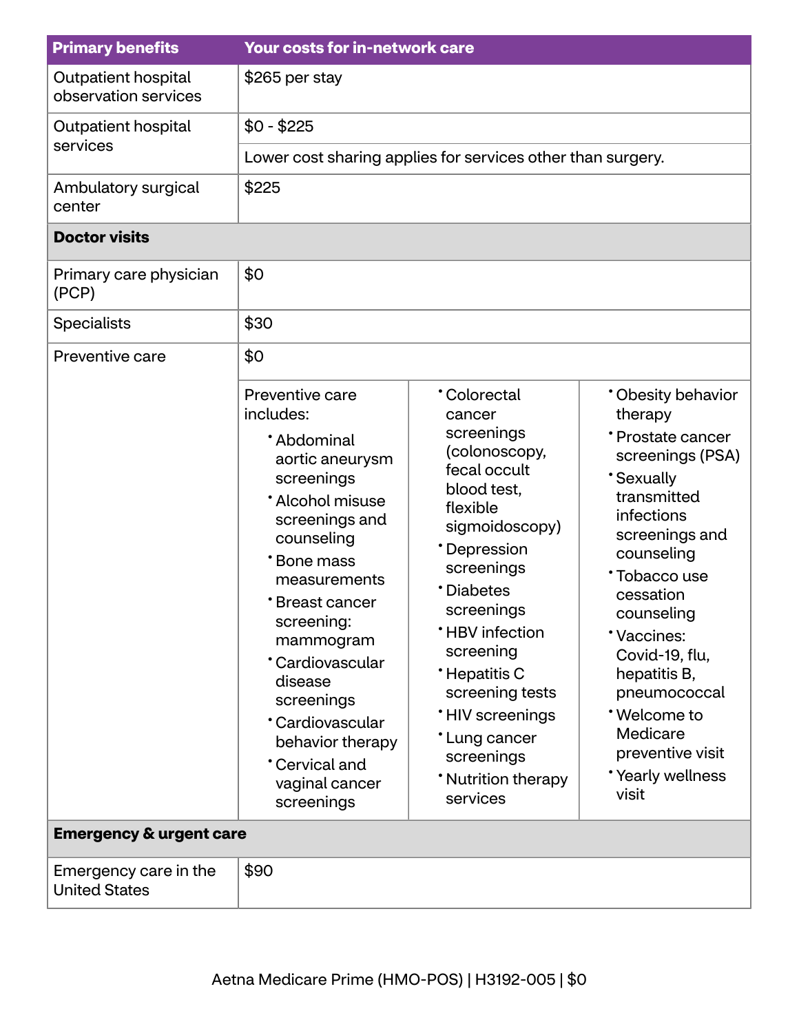| Primary benefits | Your costs for in-network care |
|---|---|
| Outpatient hospital observation services | $265 per stay |
| Outpatient hospital services | $0 - $225<br>Lower cost sharing applies for services other than surgery. |
| Ambulatory surgical center | $225 |
| **Doctor visits** | |
| Primary care physician (PCP) | $0 |
| Specialists | $30 |
| Preventive care | $0<br>Preventive care includes:<br>• Abdominal aortic aneurysm screenings<br>• Alcohol misuse screenings and counseling<br>• Bone mass measurements<br>• Breast cancer screening: mammogram<br>• Cardiovascular disease screenings<br>• Cardiovascular behavior therapy<br>• Cervical and vaginal cancer screenings<br>• Colorectal cancer screenings (colonoscopy, fecal occult blood test, flexible sigmoidoscopy)<br>• Depression screenings<br>• Diabetes screenings<br>• HBV infection screening<br>• Hepatitis C screening tests<br>• HIV screenings<br>• Lung cancer screenings<br>• Nutrition therapy services<br>• Obesity behavior therapy<br>• Prostate cancer screenings (PSA)<br>• Sexually transmitted infections screenings and counseling<br>• Tobacco use cessation counseling<br>• Vaccines: Covid-19, flu, hepatitis B, pneumococcal<br>• Welcome to Medicare preventive visit<br>• Yearly wellness visit |
| **Emergency & urgent care** | |
| Emergency care in the United States | $90 |

Aetna Medicare Prime (HMO-POS) | H3192-005 | $0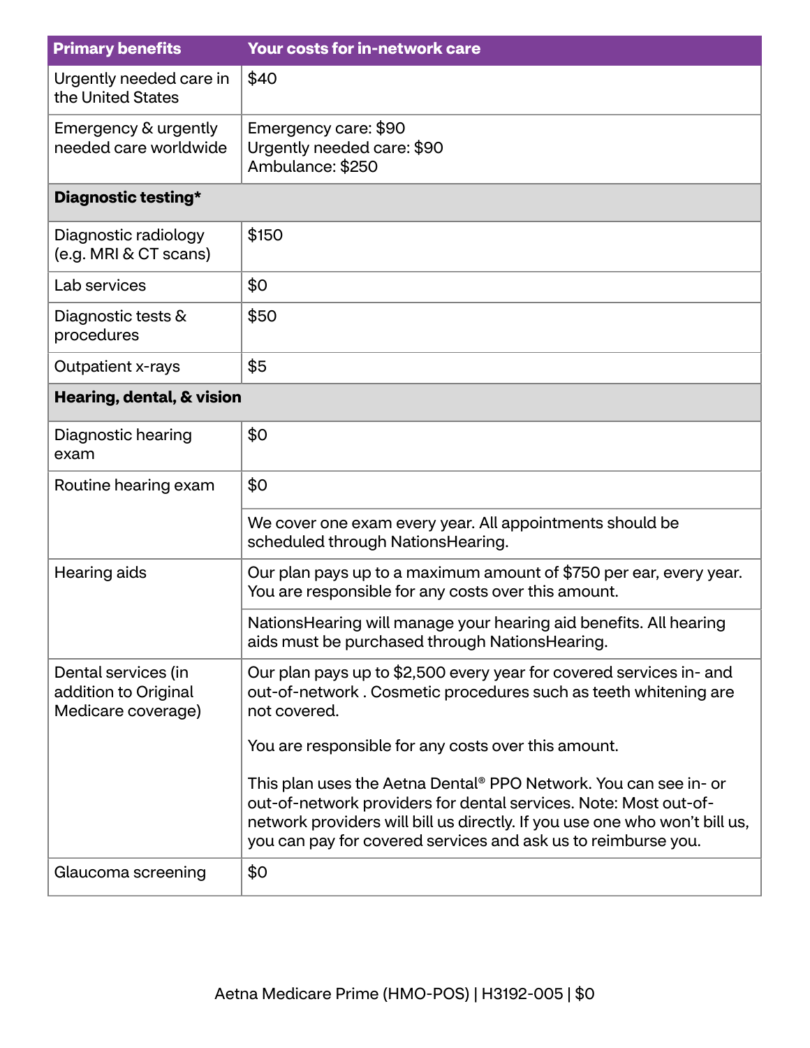| Primary benefits | Your costs for in-network care |
|---|---|
| Urgently needed care in the United States | $40 |
| Emergency & urgently needed care worldwide | Emergency care: $90<br>Urgently needed care: $90<br>Ambulance: $250 |
| **Diagnostic testing*** | |
| Diagnostic radiology (e.g. MRI & CT scans) | $150 |
| Lab services | $0 |
| Diagnostic tests & procedures | $50 |
| Outpatient x-rays | $5 |
| **Hearing, dental, & vision** | |
| Diagnostic hearing exam | $0 |
| Routine hearing exam | $0<br><br>We cover one exam every year. All appointments should be scheduled through NationsHearing. |
| Hearing aids | Our plan pays up to a maximum amount of $750 per ear, every year. You are responsible for any costs over this amount.<br><br>NationsHearing will manage your hearing aid benefits. All hearing aids must be purchased through NationsHearing. |
| Dental services (in addition to Original Medicare coverage) | Our plan pays up to $2,500 every year for covered services in- and out-of-network . Cosmetic procedures such as teeth whitening are not covered.<br><br>You are responsible for any costs over this amount.<br><br>This plan uses the Aetna Dental® PPO Network. You can see in- or out-of-network providers for dental services. Note: Most out-of-network providers will bill us directly. If you use one who won't bill us, you can pay for covered services and ask us to reimburse you. |
| Glaucoma screening | $0 |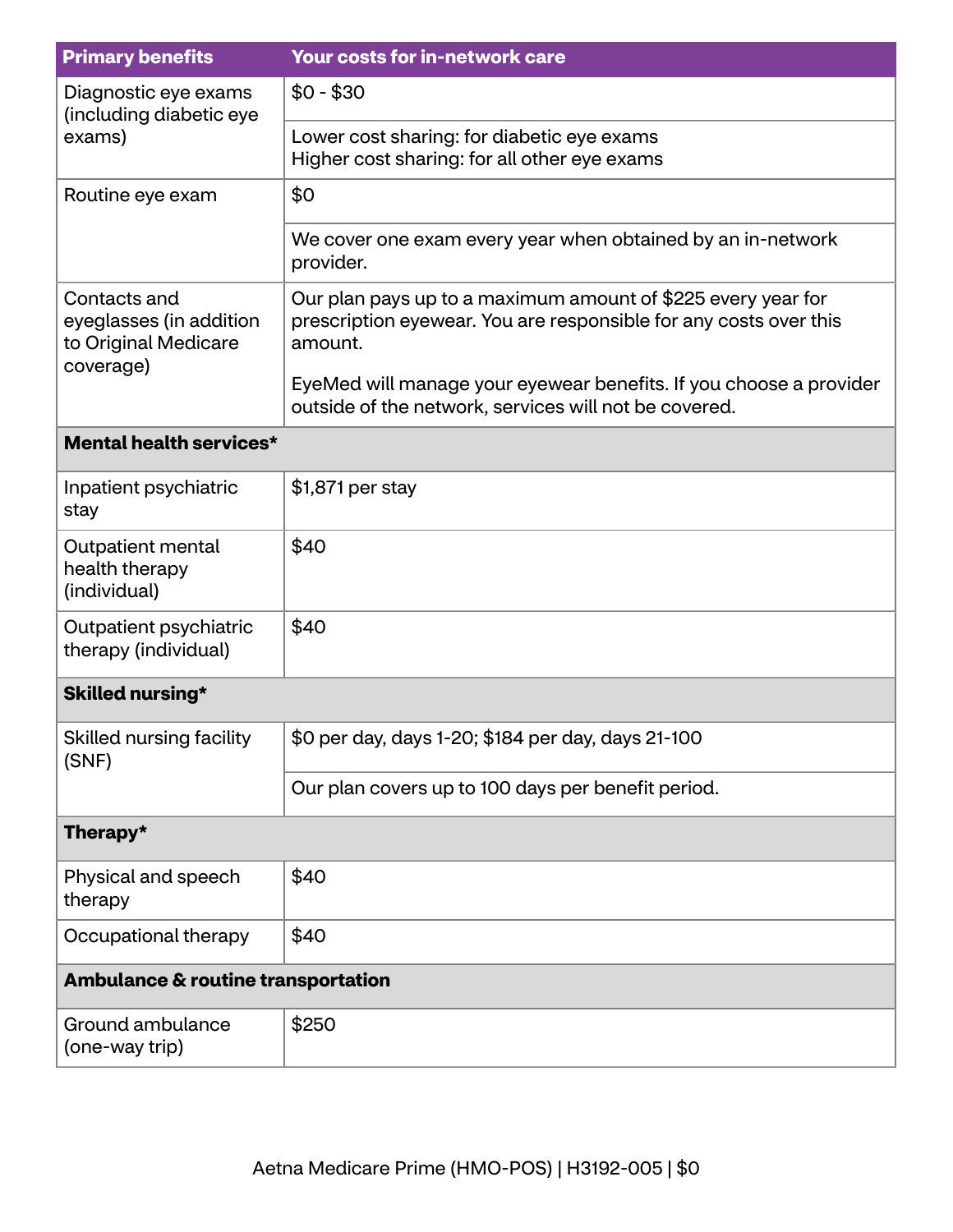| Primary benefits | Your costs for in-network care |
| --- | --- |
| Diagnostic eye exams (including diabetic eye exams) | $0 - $30<br><br>Lower cost sharing: for diabetic eye exams<br>Higher cost sharing: for all other eye exams |
| Routine eye exam | $0<br><br>We cover one exam every year when obtained by an in-network provider. |
| Contacts and eyeglasses (in addition to Original Medicare coverage) | Our plan pays up to a maximum amount of $225 every year for prescription eyewear. You are responsible for any costs over this amount.<br><br>EyeMed will manage your eyewear benefits. If you choose a provider outside of the network, services will not be covered. |
| **Mental health services*** | |
| Inpatient psychiatric stay | $1,871 per stay |
| Outpatient mental health therapy (individual) | $40 |
| Outpatient psychiatric therapy (individual) | $40 |
| **Skilled nursing*** | |
| Skilled nursing facility (SNF) | $0 per day, days 1-20; $184 per day, days 21-100<br><br>Our plan covers up to 100 days per benefit period. |
| **Therapy*** | |
| Physical and speech therapy | $40 |
| Occupational therapy | $40 |
| **Ambulance & routine transportation** | |
| Ground ambulance (one-way trip) | $250 |

Aetna Medicare Prime (HMO-POS) | H3192-005 | $0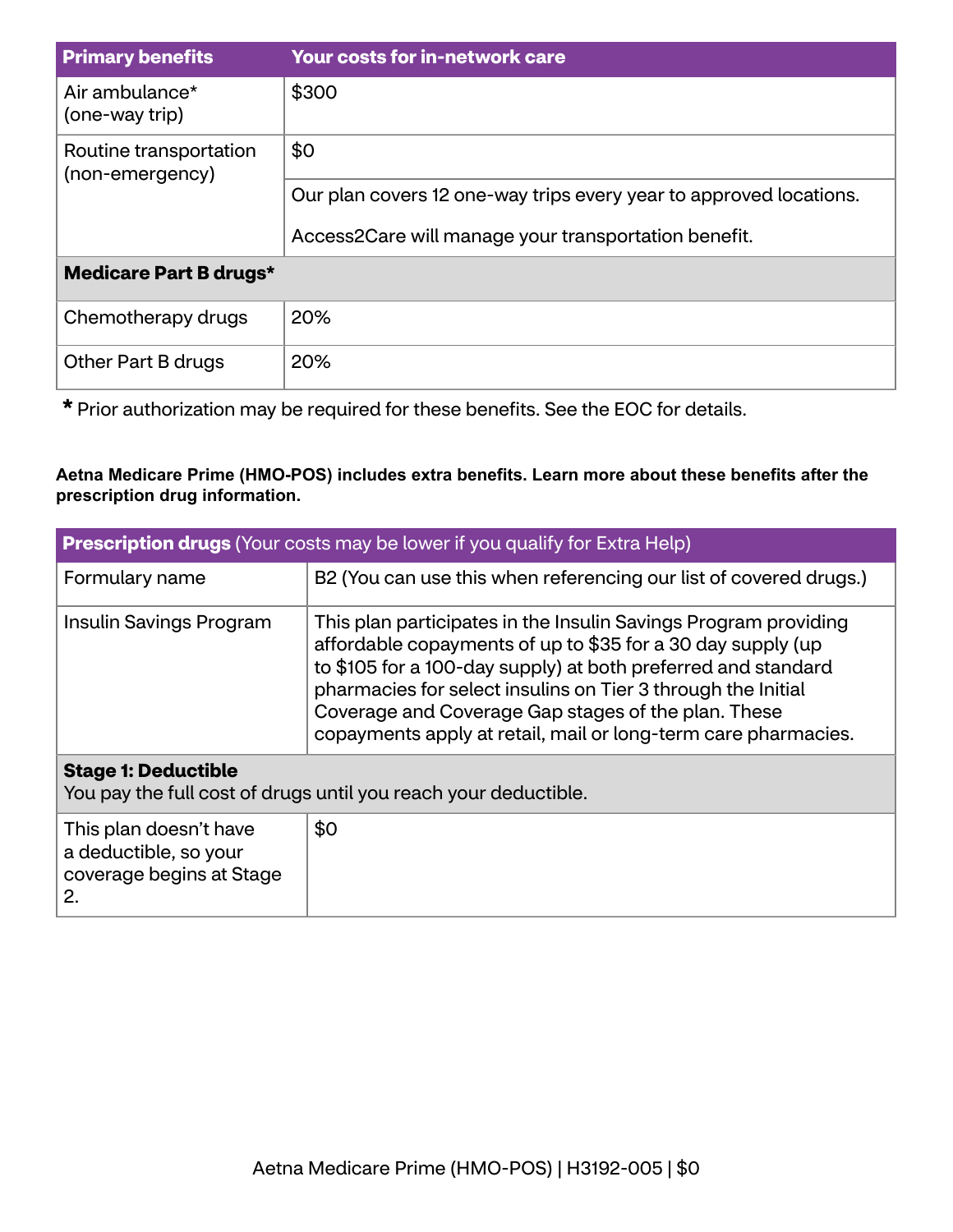| Primary benefits | Your costs for in-network care |
| --- | --- |
| Air ambulance* (one-way trip) | $300 |
| Routine transportation (non-emergency) | $0 |
| | Our plan covers 12 one-way trips every year to approved locations. Access2Care will manage your transportation benefit. |
| **Medicare Part B drugs*** | |
| Chemotherapy drugs | 20% |
| Other Part B drugs | 20% |

**\*** Prior authorization may be required for these benefits. See the EOC for details.

**Aetna Medicare Prime (HMO-POS) includes extra benefits. Learn more about these benefits after the prescription drug information.**

| **Prescription drugs** (Your costs may be lower if you qualify for Extra Help) | |
| --- | --- |
| Formulary name | B2 (You can use this when referencing our list of covered drugs.) |
| Insulin Savings Program | This plan participates in the Insulin Savings Program providing affordable copayments of up to $35 for a 30 day supply (up to $105 for a 100-day supply) at both preferred and standard pharmacies for select insulins on Tier 3 through the Initial Coverage and Coverage Gap stages of the plan. These copayments apply at retail, mail or long-term care pharmacies. |
| **Stage 1: Deductible** You pay the full cost of drugs until you reach your deductible. | |
| This plan doesn't have a deductible, so your coverage begins at Stage 2. | $0 |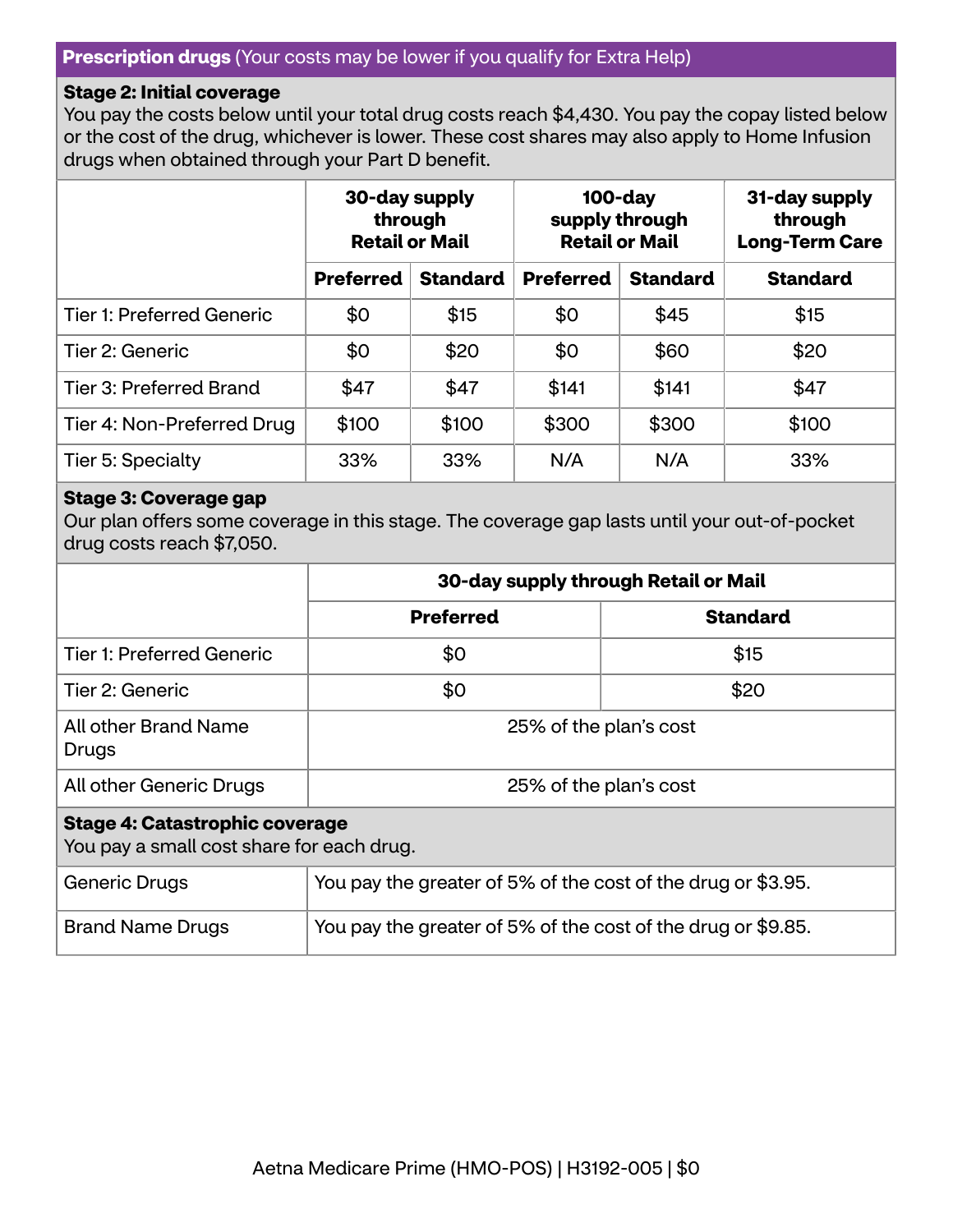**Prescription drugs** (Your costs may be lower if you qualify for Extra Help)

**Stage 2: Initial coverage**
You pay the costs below until your total drug costs reach $4,430. You pay the copay listed below or the cost of the drug, whichever is lower. These cost shares may also apply to Home Infusion drugs when obtained through your Part D benefit.

| | 30-day supply through Retail or Mail | | 100-day supply through Retail or Mail | | 31-day supply through Long-Term Care |
|---|---|---|---|---|---|
| | **Preferred** | **Standard** | **Preferred** | **Standard** | **Standard** |
| Tier 1: Preferred Generic | $0 | $15 | $0 | $45 | $15 |
| Tier 2: Generic | $0 | $20 | $0 | $60 | $20 |
| Tier 3: Preferred Brand | $47 | $47 | $141 | $141 | $47 |
| Tier 4: Non-Preferred Drug | $100 | $100 | $300 | $300 | $100 |
| Tier 5: Specialty | 33% | 33% | N/A | N/A | 33% |

**Stage 3: Coverage gap**
Our plan offers some coverage in this stage. The coverage gap lasts until your out-of-pocket drug costs reach $7,050.

| | 30-day supply through Retail or Mail | |
|---|---|---|
| | **Preferred** | **Standard** |
| Tier 1: Preferred Generic | $0 | $15 |
| Tier 2: Generic | $0 | $20 |
| All other Brand Name Drugs | 25% of the plan's cost | |
| All other Generic Drugs | 25% of the plan's cost | |

**Stage 4: Catastrophic coverage**
You pay a small cost share for each drug.

| | |
|---|---|
| Generic Drugs | You pay the greater of 5% of the cost of the drug or $3.95. |
| Brand Name Drugs | You pay the greater of 5% of the cost of the drug or $9.85. |

Aetna Medicare Prime (HMO-POS) | H3192-005 | $0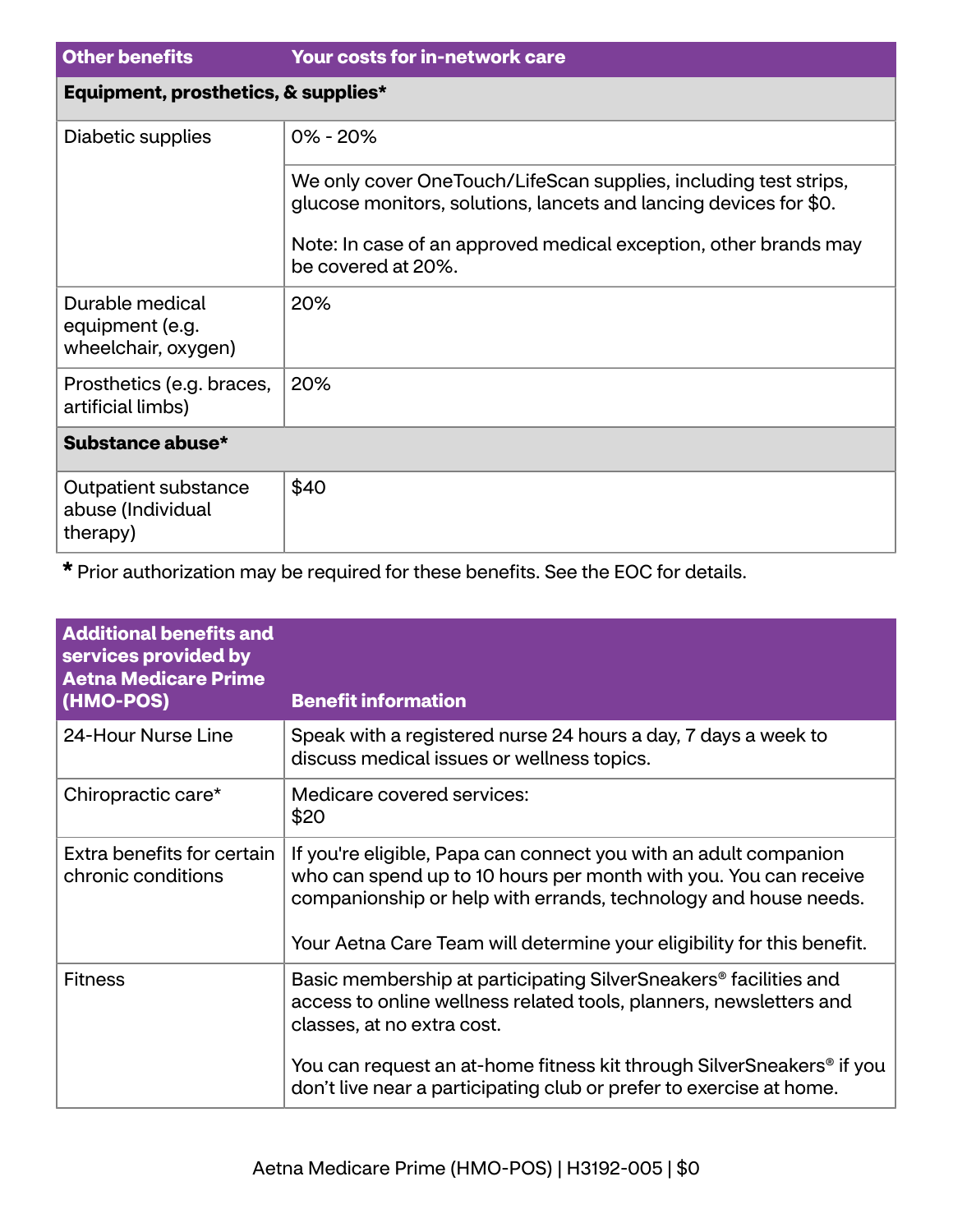| Other benefits | Your costs for in-network care |
| --- | --- |
| **Equipment, prosthetics, & supplies*** | |
| Diabetic supplies | 0% - 20%<br><br>We only cover OneTouch/LifeScan supplies, including test strips, glucose monitors, solutions, lancets and lancing devices for $0.<br><br>Note: In case of an approved medical exception, other brands may be covered at 20%. |
| Durable medical equipment (e.g. wheelchair, oxygen) | 20% |
| Prosthetics (e.g. braces, artificial limbs) | 20% |
| **Substance abuse*** | |
| Outpatient substance abuse (Individual therapy) | $40 |

* Prior authorization may be required for these benefits. See the EOC for details.

| Additional benefits and services provided by Aetna Medicare Prime (HMO-POS) | Benefit information |
| --- | --- |
| 24-Hour Nurse Line | Speak with a registered nurse 24 hours a day, 7 days a week to discuss medical issues or wellness topics. |
| Chiropractic care* | Medicare covered services:<br>$20 |
| Extra benefits for certain chronic conditions | If you're eligible, Papa can connect you with an adult companion who can spend up to 10 hours per month with you. You can receive companionship or help with errands, technology and house needs.<br><br>Your Aetna Care Team will determine your eligibility for this benefit. |
| Fitness | Basic membership at participating SilverSneakers® facilities and access to online wellness related tools, planners, newsletters and classes, at no extra cost.<br><br>You can request an at-home fitness kit through SilverSneakers® if you don't live near a participating club or prefer to exercise at home. |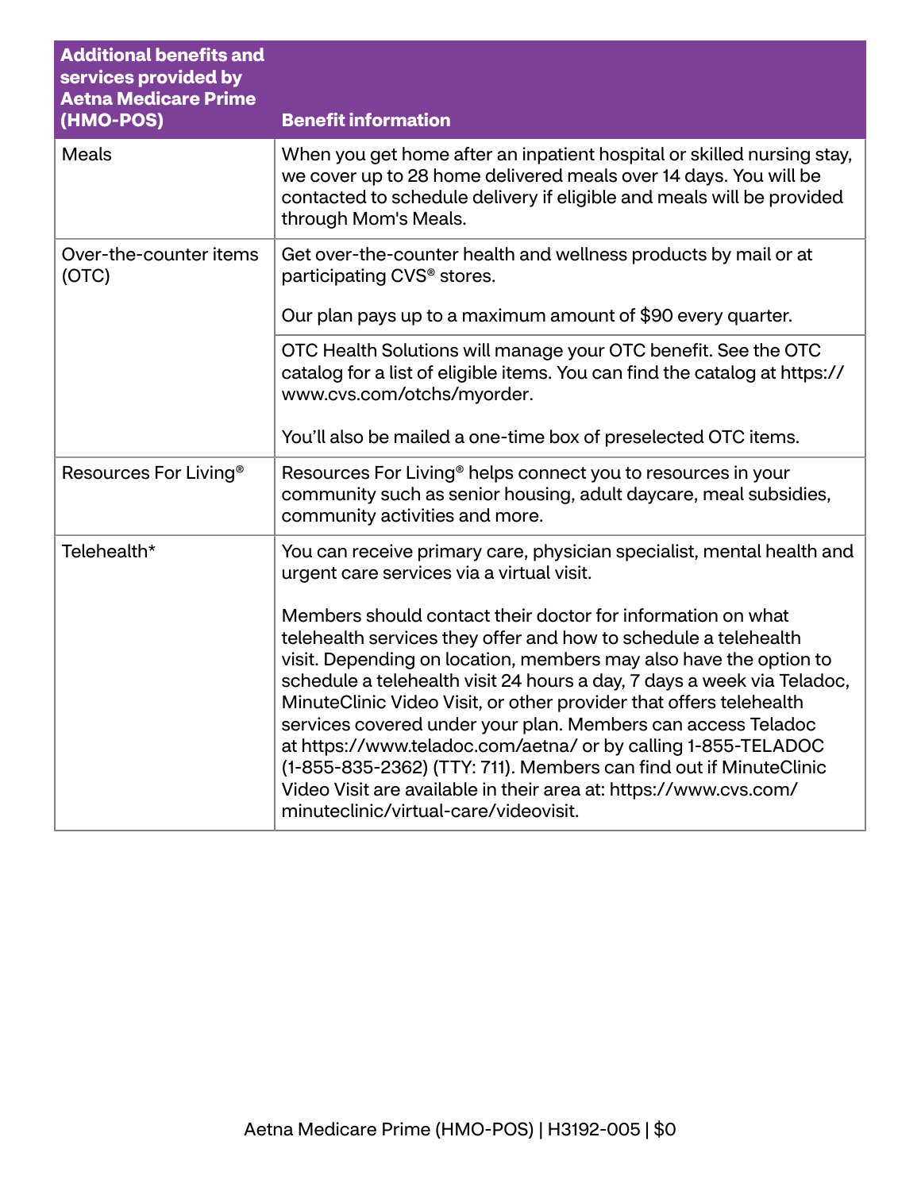| Additional benefits and services provided by Aetna Medicare Prime (HMO-POS) | Benefit information |
|---|---|
| Meals | When you get home after an inpatient hospital or skilled nursing stay, we cover up to 28 home delivered meals over 14 days. You will be contacted to schedule delivery if eligible and meals will be provided through Mom's Meals. |
| Over-the-counter items (OTC) | Get over-the-counter health and wellness products by mail or at participating CVS® stores.<br><br>Our plan pays up to a maximum amount of $90 every quarter. |
| | OTC Health Solutions will manage your OTC benefit. See the OTC catalog for a list of eligible items. You can find the catalog at https://www.cvs.com/otchs/myorder.<br><br>You'll also be mailed a one-time box of preselected OTC items. |
| Resources For Living® | Resources For Living® helps connect you to resources in your community such as senior housing, adult daycare, meal subsidies, community activities and more. |
| Telehealth* | You can receive primary care, physician specialist, mental health and urgent care services via a virtual visit.<br><br>Members should contact their doctor for information on what telehealth services they offer and how to schedule a telehealth visit. Depending on location, members may also have the option to schedule a telehealth visit 24 hours a day, 7 days a week via Teladoc, MinuteClinic Video Visit, or other provider that offers telehealth services covered under your plan. Members can access Teladoc at https://www.teladoc.com/aetna/ or by calling 1-855-TELADOC (1-855-835-2362) (TTY: 711). Members can find out if MinuteClinic Video Visit are available in their area at: https://www.cvs.com/minuteclinic/virtual-care/videovisit. |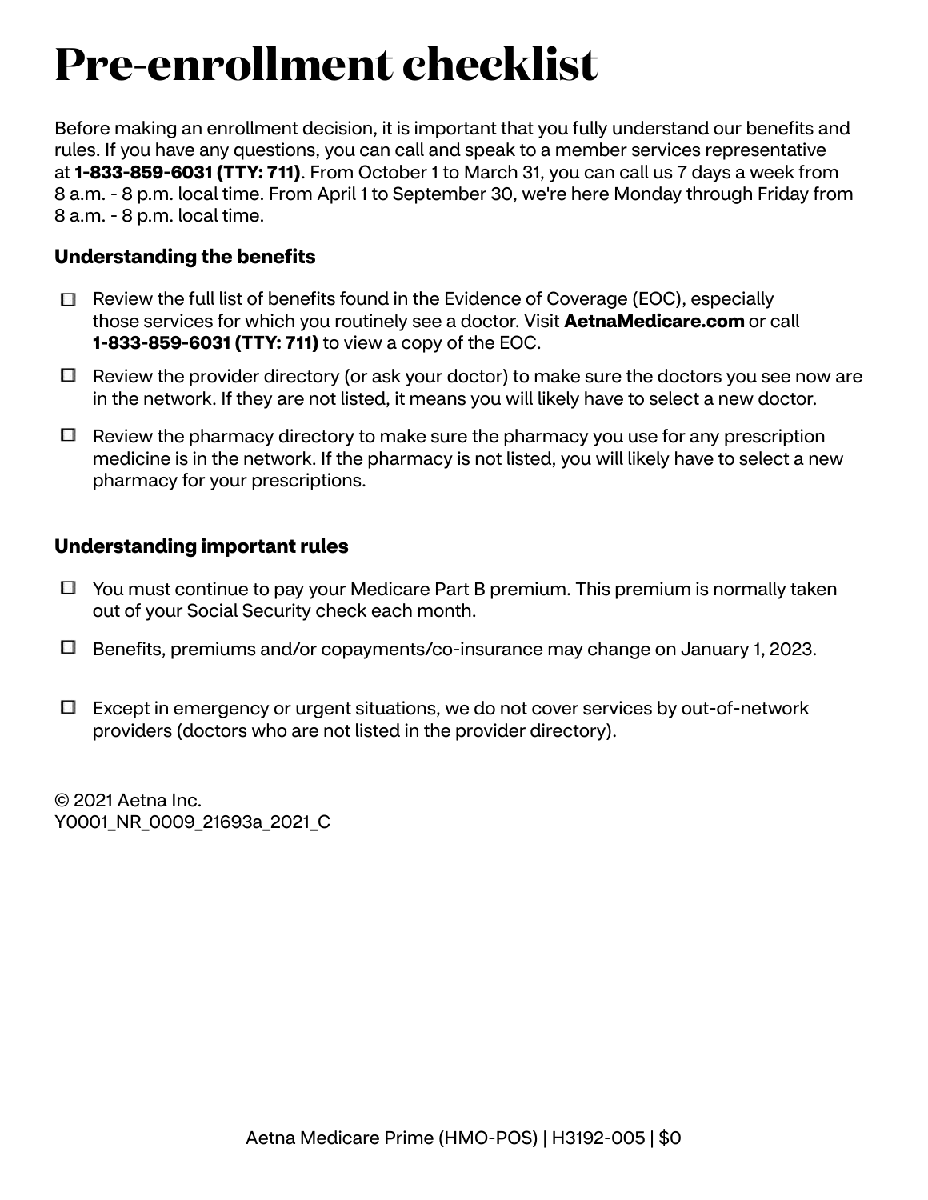# Pre-enrollment checklist

Before making an enrollment decision, it is important that you fully understand our benefits and rules. If you have any questions, you can call and speak to a member services representative at **1-833-859-6031 (TTY: 711)**. From October 1 to March 31, you can call us 7 days a week from 8 a.m. - 8 p.m. local time. From April 1 to September 30, we're here Monday through Friday from 8 a.m. - 8 p.m. local time.

### Understanding the benefits

- ☐ Review the full list of benefits found in the Evidence of Coverage (EOC), especially those services for which you routinely see a doctor. Visit **AetnaMedicare.com** or call **1-833-859-6031 (TTY: 711)** to view a copy of the EOC.
- ☐ Review the provider directory (or ask your doctor) to make sure the doctors you see now are in the network. If they are not listed, it means you will likely have to select a new doctor.
- ☐ Review the pharmacy directory to make sure the pharmacy you use for any prescription medicine is in the network. If the pharmacy is not listed, you will likely have to select a new pharmacy for your prescriptions.

### Understanding important rules

- ☐ You must continue to pay your Medicare Part B premium. This premium is normally taken out of your Social Security check each month.
- ☐ Benefits, premiums and/or copayments/co-insurance may change on January 1, 2023.
- ☐ Except in emergency or urgent situations, we do not cover services by out-of-network providers (doctors who are not listed in the provider directory).

© 2021 Aetna Inc.
Y0001_NR_0009_21693a_2021_C

Aetna Medicare Prime (HMO-POS) | H3192-005 | $0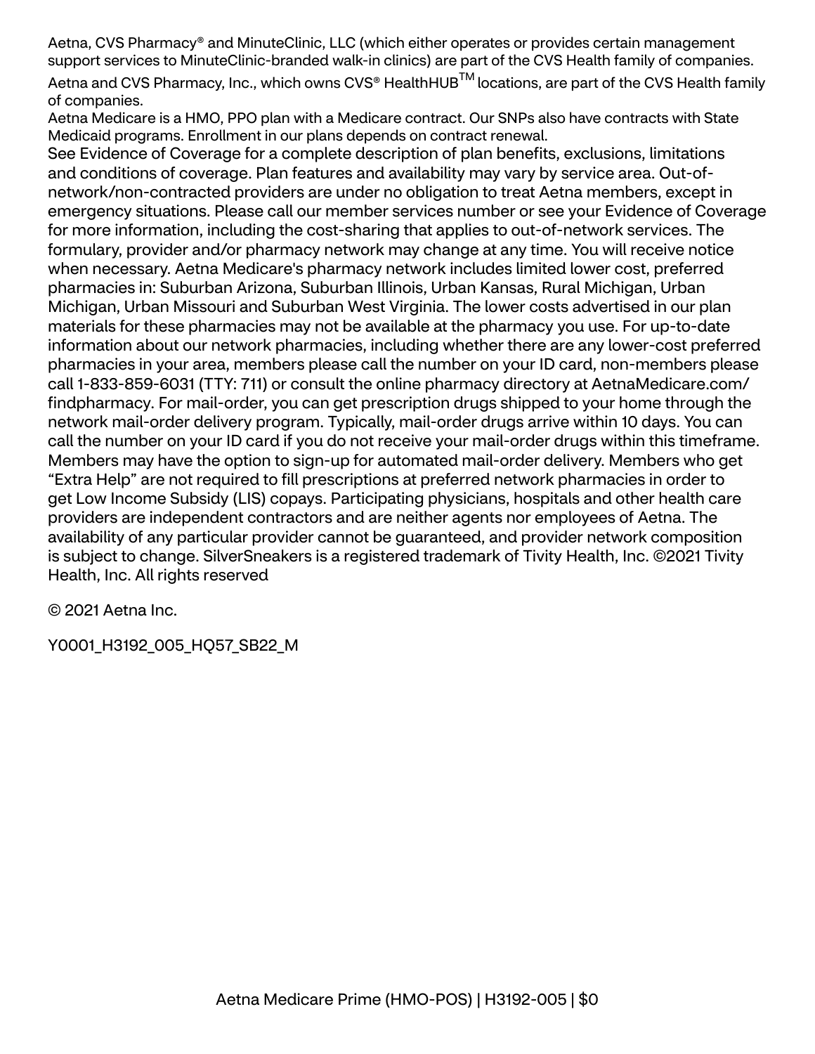Aetna, CVS Pharmacy® and MinuteClinic, LLC (which either operates or provides certain management support services to MinuteClinic-branded walk-in clinics) are part of the CVS Health family of companies.

Aetna and CVS Pharmacy, Inc., which owns CVS® HealthHUB™ locations, are part of the CVS Health family of companies.

Aetna Medicare is a HMO, PPO plan with a Medicare contract. Our SNPs also have contracts with State Medicaid programs. Enrollment in our plans depends on contract renewal.

See Evidence of Coverage for a complete description of plan benefits, exclusions, limitations and conditions of coverage. Plan features and availability may vary by service area. Out-of-network/non-contracted providers are under no obligation to treat Aetna members, except in emergency situations. Please call our member services number or see your Evidence of Coverage for more information, including the cost-sharing that applies to out-of-network services. The formulary, provider and/or pharmacy network may change at any time. You will receive notice when necessary. Aetna Medicare's pharmacy network includes limited lower cost, preferred pharmacies in: Suburban Arizona, Suburban Illinois, Urban Kansas, Rural Michigan, Urban Michigan, Urban Missouri and Suburban West Virginia. The lower costs advertised in our plan materials for these pharmacies may not be available at the pharmacy you use. For up-to-date information about our network pharmacies, including whether there are any lower-cost preferred pharmacies in your area, members please call the number on your ID card, non-members please call 1-833-859-6031 (TTY: 711) or consult the online pharmacy directory at AetnaMedicare.com/findpharmacy. For mail-order, you can get prescription drugs shipped to your home through the network mail-order delivery program. Typically, mail-order drugs arrive within 10 days. You can call the number on your ID card if you do not receive your mail-order drugs within this timeframe. Members may have the option to sign-up for automated mail-order delivery. Members who get "Extra Help" are not required to fill prescriptions at preferred network pharmacies in order to get Low Income Subsidy (LIS) copays. Participating physicians, hospitals and other health care providers are independent contractors and are neither agents nor employees of Aetna. The availability of any particular provider cannot be guaranteed, and provider network composition is subject to change. SilverSneakers is a registered trademark of Tivity Health, Inc. ©2021 Tivity Health, Inc. All rights reserved

© 2021 Aetna Inc.

Y0001_H3192_005_HQ57_SB22_M

Aetna Medicare Prime (HMO-POS) | H3192-005 | $0